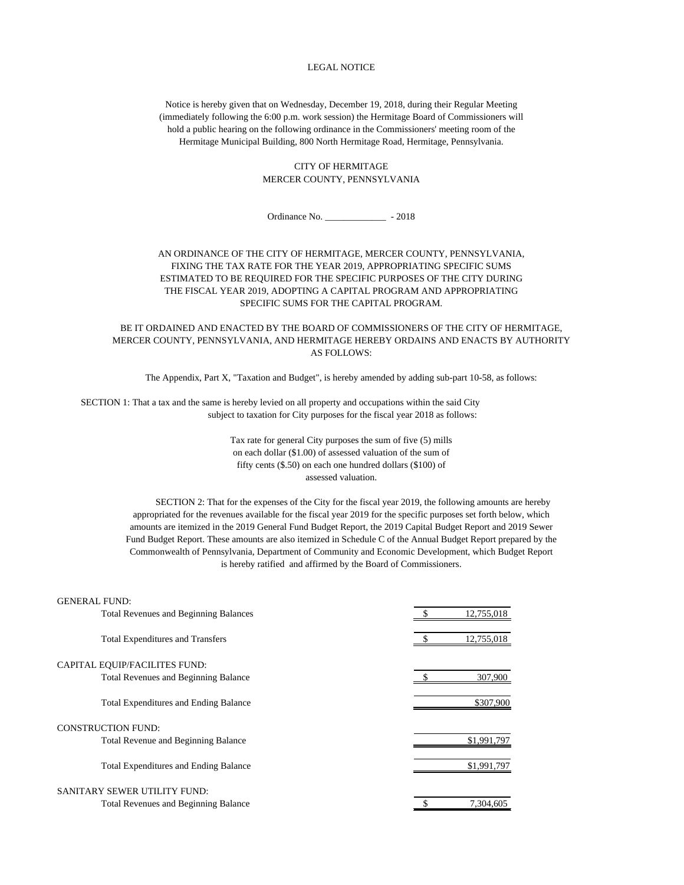# LEGAL NOTICE

Notice is hereby given that on Wednesday, December 19, 2018, during their Regular Meeting (immediately following the 6:00 p.m. work session) the Hermitage Board of Commissioners will hold a public hearing on the following ordinance in the Commissioners' meeting room of the Hermitage Municipal Building, 800 North Hermitage Road, Hermitage, Pennsylvania.

CITY OF HERMITAGE
MERCER COUNTY, PENNSYLVANIA

Ordinance No. _____________ - 2018

AN ORDINANCE OF THE CITY OF HERMITAGE, MERCER COUNTY, PENNSYLVANIA, FIXING THE TAX RATE FOR THE YEAR 2019, APPROPRIATING SPECIFIC SUMS ESTIMATED TO BE REQUIRED FOR THE SPECIFIC PURPOSES OF THE CITY DURING THE FISCAL YEAR 2019, ADOPTING A CAPITAL PROGRAM AND APPROPRIATING SPECIFIC SUMS FOR THE CAPITAL PROGRAM.

BE IT ORDAINED AND ENACTED BY THE BOARD OF COMMISSIONERS OF THE CITY OF HERMITAGE, MERCER COUNTY, PENNSYLVANIA, AND HERMITAGE HEREBY ORDAINS AND ENACTS BY AUTHORITY AS FOLLOWS:

The Appendix, Part X, "Taxation and Budget", is hereby amended by adding sub-part 10-58, as follows:

SECTION 1: That a tax and the same is hereby levied on all property and occupations within the said City subject to taxation for City purposes for the fiscal year 2018 as follows:

Tax rate for general City purposes the sum of five (5) mills on each dollar ($1.00) of assessed valuation of the sum of fifty cents ($.50) on each one hundred dollars ($100) of assessed valuation.

SECTION 2: That for the expenses of the City for the fiscal year 2019, the following amounts are hereby appropriated for the revenues available for the fiscal year 2019 for the specific purposes set forth below, which amounts are itemized in the 2019 General Fund Budget Report, the 2019 Capital Budget Report and 2019 Sewer Fund Budget Report. These amounts are also itemized in Schedule C of the Annual Budget Report prepared by the Commonwealth of Pennsylvania, Department of Community and Economic Development, which Budget Report is hereby ratified and affirmed by the Board of Commissioners.

| | |
|---|---|
| GENERAL FUND: | |
| Total Revenues and Beginning Balances | $ 12,755,018 |
| Total Expenditures and Transfers | $ 12,755,018 |
| CAPITAL EQUIP/FACILITES FUND: | |
| Total Revenues and Beginning Balance | $ 307,900 |
| Total Expenditures and Ending Balance | $307,900 |
| CONSTRUCTION FUND: | |
| Total Revenue and Beginning Balance | $1,991,797 |
| Total Expenditures and Ending Balance | $1,991,797 |
| SANITARY SEWER UTILITY FUND: | |
| Total Revenues and Beginning Balance | $ 7,304,605 |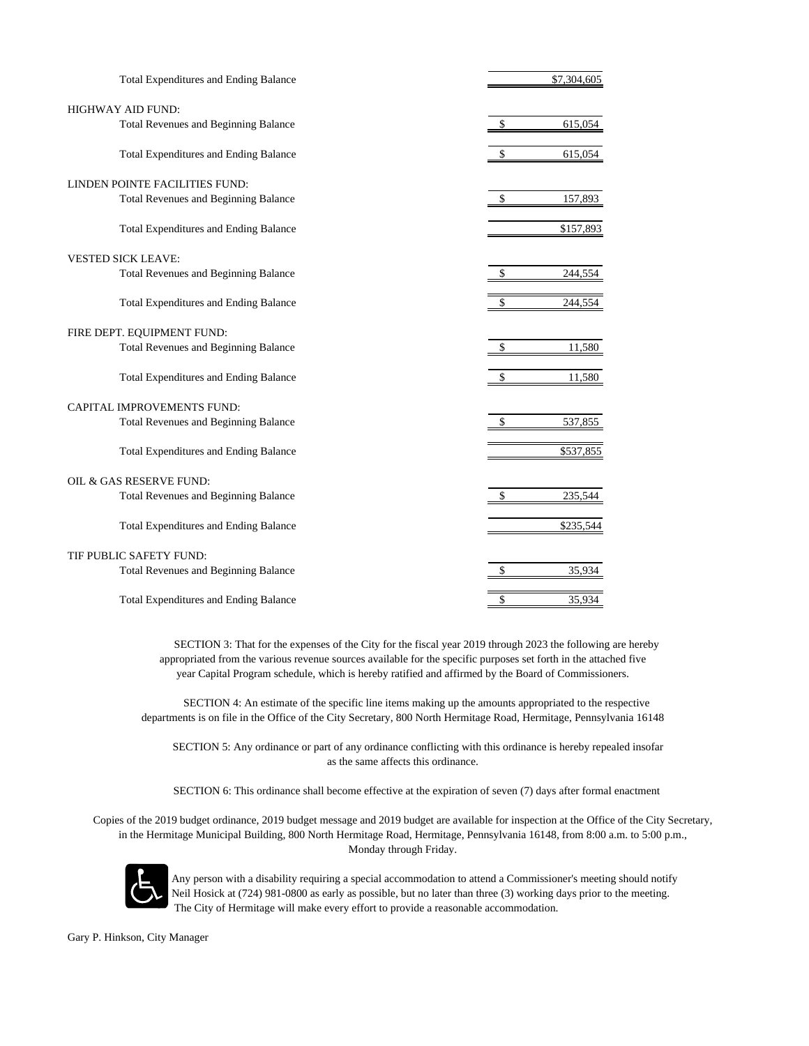| | |
|---|---|
| Total Expenditures and Ending Balance | $7,304,605 |
| **HIGHWAY AID FUND:** | |
| Total Revenues and Beginning Balance | $ 615,054 |
| Total Expenditures and Ending Balance | $ 615,054 |
| **LINDEN POINTE FACILITIES FUND:** | |
| Total Revenues and Beginning Balance | $ 157,893 |
| Total Expenditures and Ending Balance | $157,893 |
| **VESTED SICK LEAVE:** | |
| Total Revenues and Beginning Balance | $ 244,554 |
| Total Expenditures and Ending Balance | $ 244,554 |
| **FIRE DEPT. EQUIPMENT FUND:** | |
| Total Revenues and Beginning Balance | $ 11,580 |
| Total Expenditures and Ending Balance | $ 11,580 |
| **CAPITAL IMPROVEMENTS FUND:** | |
| Total Revenues and Beginning Balance | $ 537,855 |
| Total Expenditures and Ending Balance | $537,855 |
| **OIL & GAS RESERVE FUND:** | |
| Total Revenues and Beginning Balance | $ 235,544 |
| Total Expenditures and Ending Balance | $235,544 |
| **TIF PUBLIC SAFETY FUND:** | |
| Total Revenues and Beginning Balance | $ 35,934 |
| Total Expenditures and Ending Balance | $ 35,934 |

SECTION 3: That for the expenses of the City for the fiscal year 2019 through 2023 the following are hereby appropriated from the various revenue sources available for the specific purposes set forth in the attached five year Capital Program schedule, which is hereby ratified and affirmed by the Board of Commissioners.

SECTION 4: An estimate of the specific line items making up the amounts appropriated to the respective departments is on file in the Office of the City Secretary, 800 North Hermitage Road, Hermitage, Pennsylvania 16148

SECTION 5: Any ordinance or part of any ordinance conflicting with this ordinance is hereby repealed insofar as the same affects this ordinance.

SECTION 6: This ordinance shall become effective at the expiration of seven (7) days after formal enactment

Copies of the 2019 budget ordinance, 2019 budget message and 2019 budget are available for inspection at the Office of the City Secretary, in the Hermitage Municipal Building, 800 North Hermitage Road, Hermitage, Pennsylvania 16148, from 8:00 a.m. to 5:00 p.m., Monday through Friday.

Any person with a disability requiring a special accommodation to attend a Commissioner's meeting should notify Neil Hosick at (724) 981-0800 as early as possible, but no later than three (3) working days prior to the meeting. The City of Hermitage will make every effort to provide a reasonable accommodation.

Gary P. Hinkson, City Manager